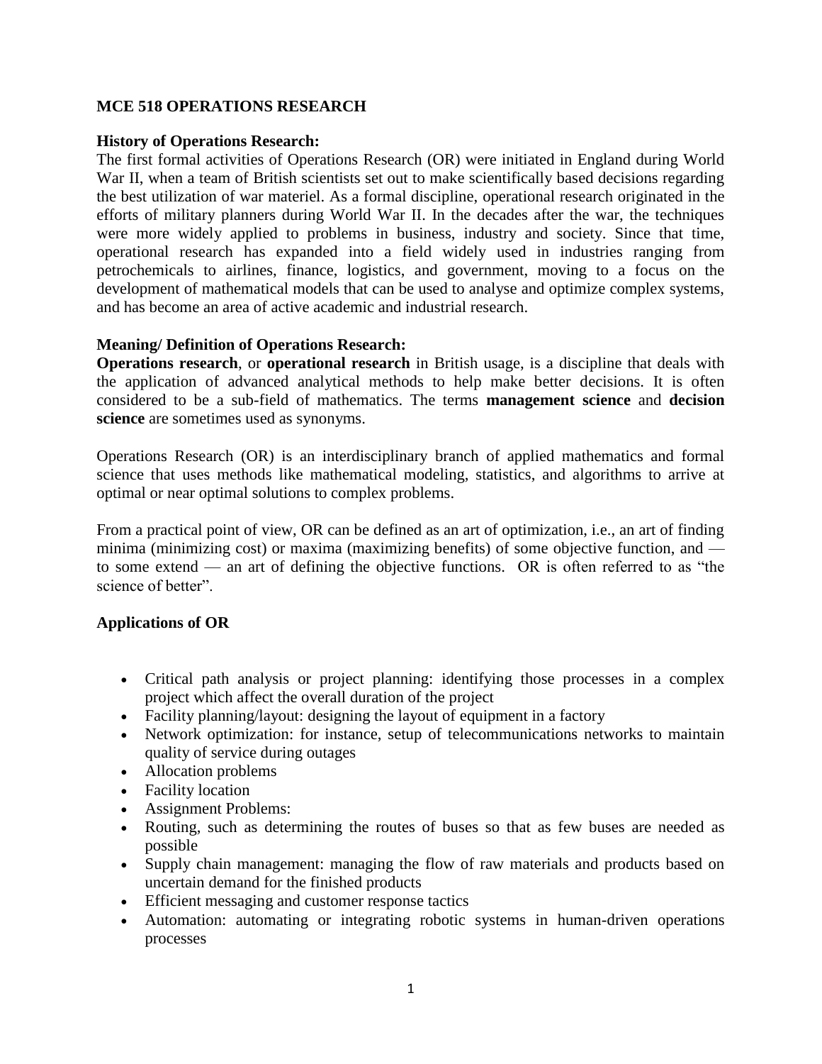**MCE 518 OPERATIONS RESEARCH**

**History of Operations Research:**

The first formal activities of Operations Research (OR) were initiated in England during World War II, when a team of British scientists set out to make scientifically based decisions regarding the best utilization of war materiel. As a formal discipline, operational research originated in the efforts of military planners during World War II. In the decades after the war, the techniques were more widely applied to problems in business, industry and society. Since that time, operational research has expanded into a field widely used in industries ranging from petrochemicals to airlines, finance, logistics, and government, moving to a focus on the development of mathematical models that can be used to analyse and optimize complex systems, and has become an area of active academic and industrial research.

**Meaning/ Definition of Operations Research:**

**Operations research**, or **operational research** in British usage, is a discipline that deals with the application of advanced analytical methods to help make better decisions. It is often considered to be a sub-field of mathematics. The terms **management science** and **decision science** are sometimes used as synonyms.

Operations Research (OR) is an interdisciplinary branch of applied mathematics and formal science that uses methods like mathematical modeling, statistics, and algorithms to arrive at optimal or near optimal solutions to complex problems.

From a practical point of view, OR can be defined as an art of optimization, i.e., an art of finding minima (minimizing cost) or maxima (maximizing benefits) of some objective function, and — to some extend — an art of defining the objective functions. OR is often referred to as "the science of better".

**Applications of OR**

- Critical path analysis or project planning: identifying those processes in a complex project which affect the overall duration of the project
- Facility planning/layout: designing the layout of equipment in a factory
- Network optimization: for instance, setup of telecommunications networks to maintain quality of service during outages
- Allocation problems
- Facility location
- Assignment Problems:
- Routing, such as determining the routes of buses so that as few buses are needed as possible
- Supply chain management: managing the flow of raw materials and products based on uncertain demand for the finished products
- Efficient messaging and customer response tactics
- Automation: automating or integrating robotic systems in human-driven operations processes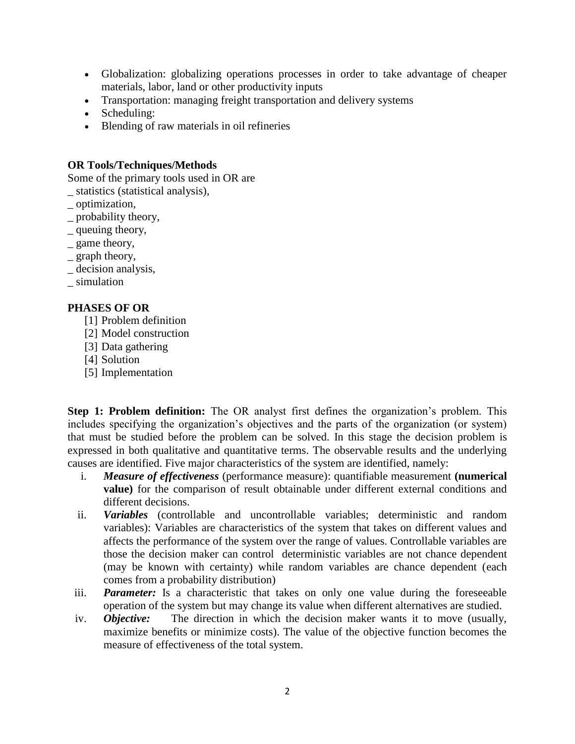- Globalization: globalizing operations processes in order to take advantage of cheaper materials, labor, land or other productivity inputs
- Transportation: managing freight transportation and delivery systems
- Scheduling:
- Blending of raw materials in oil refineries

**OR Tools/Techniques/Methods**

Some of the primary tools used in OR are

_ statistics (statistical analysis),
_ optimization,
_ probability theory,
_ queuing theory,
_ game theory,
_ graph theory,
_ decision analysis,
_ simulation

**PHASES OF OR**

[1] Problem definition
[2] Model construction
[3] Data gathering
[4] Solution
[5] Implementation

**Step 1: Problem definition:** The OR analyst first defines the organization's problem. This includes specifying the organization's objectives and the parts of the organization (or system) that must be studied before the problem can be solved. In this stage the decision problem is expressed in both qualitative and quantitative terms. The observable results and the underlying causes are identified. Five major characteristics of the system are identified, namely:

i. ***Measure of effectiveness*** (performance measure): quantifiable measurement **(numerical value)** for the comparison of result obtainable under different external conditions and different decisions.
ii. ***Variables*** (controllable and uncontrollable variables; deterministic and random variables): Variables are characteristics of the system that takes on different values and affects the performance of the system over the range of values. Controllable variables are those the decision maker can control deterministic variables are not chance dependent (may be known with certainty) while random variables are chance dependent (each comes from a probability distribution)
iii. ***Parameter:*** Is a characteristic that takes on only one value during the foreseeable operation of the system but may change its value when different alternatives are studied.
iv. ***Objective:*** The direction in which the decision maker wants it to move (usually, maximize benefits or minimize costs). The value of the objective function becomes the measure of effectiveness of the total system.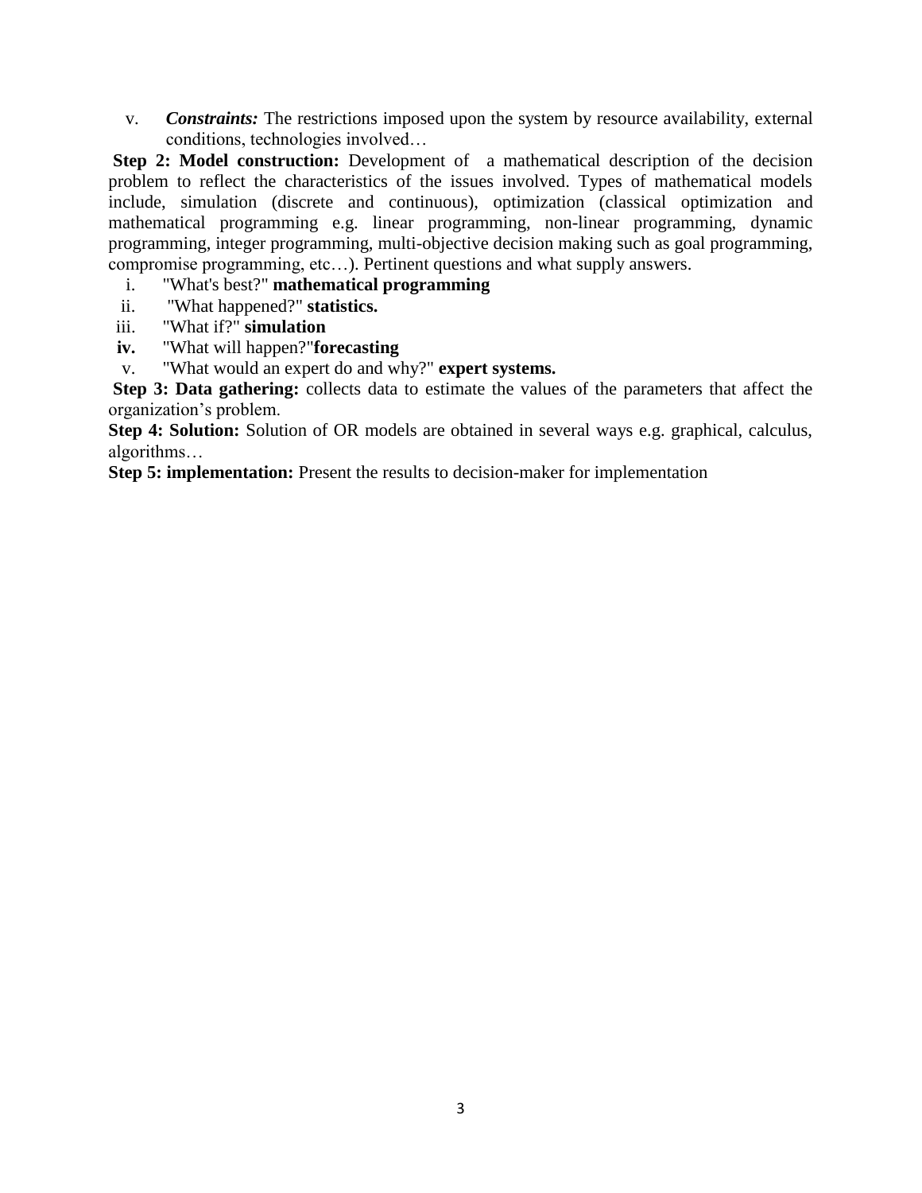v. ***Constraints:*** The restrictions imposed upon the system by resource availability, external conditions, technologies involved…

**Step 2: Model construction:** Development of a mathematical description of the decision problem to reflect the characteristics of the issues involved. Types of mathematical models include, simulation (discrete and continuous), optimization (classical optimization and mathematical programming e.g. linear programming, non-linear programming, dynamic programming, integer programming, multi-objective decision making such as goal programming, compromise programming, etc…). Pertinent questions and what supply answers.

i. "What's best?" **mathematical programming**

ii. "What happened?" **statistics.**

iii. "What if?" **simulation**

**iv.** "What will happen?"**forecasting**

v. "What would an expert do and why?" **expert systems.**

**Step 3: Data gathering:** collects data to estimate the values of the parameters that affect the organization's problem.

**Step 4: Solution:** Solution of OR models are obtained in several ways e.g. graphical, calculus, algorithms…

**Step 5: implementation:** Present the results to decision-maker for implementation